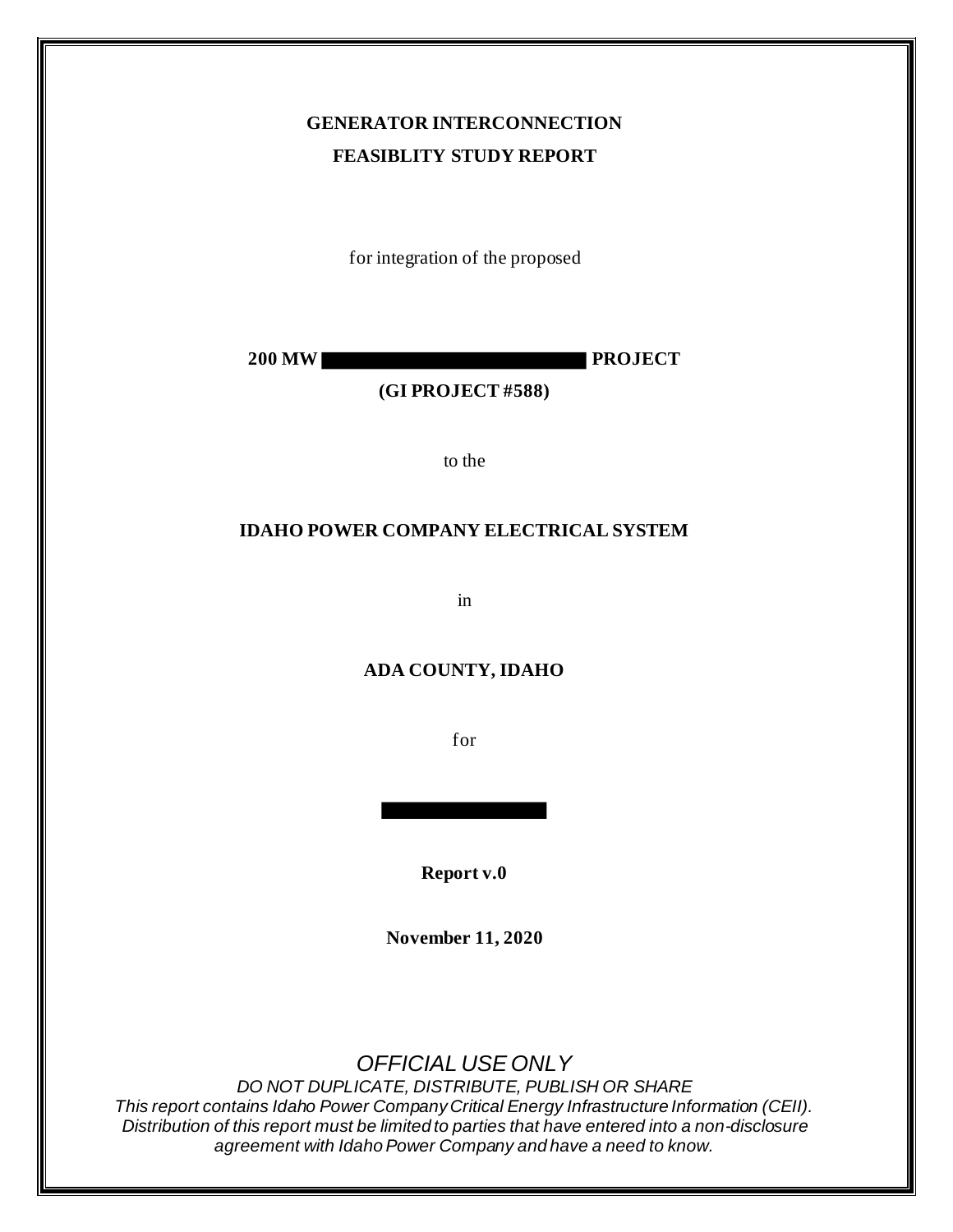**GENERATOR INTERCONNECTION**

**FEASIBLITY STUDY REPORT**

for integration of the proposed

**200 MW ████████████████ PROJECT**

**(GI PROJECT #588)**

to the

**IDAHO POWER COMPANY ELECTRICAL SYSTEM**

in

**ADA COUNTY, IDAHO**

for

████████████

**Report v.0**

**November 11, 2020**

*OFFICIAL USE ONLY*

*DO NOT DUPLICATE, DISTRIBUTE, PUBLISH OR SHARE*

*This report contains Idaho Power Company Critical Energy Infrastructure Information (CEII). Distribution of this report must be limited to parties that have entered into a non-disclosure agreement with Idaho Power Company and have a need to know.*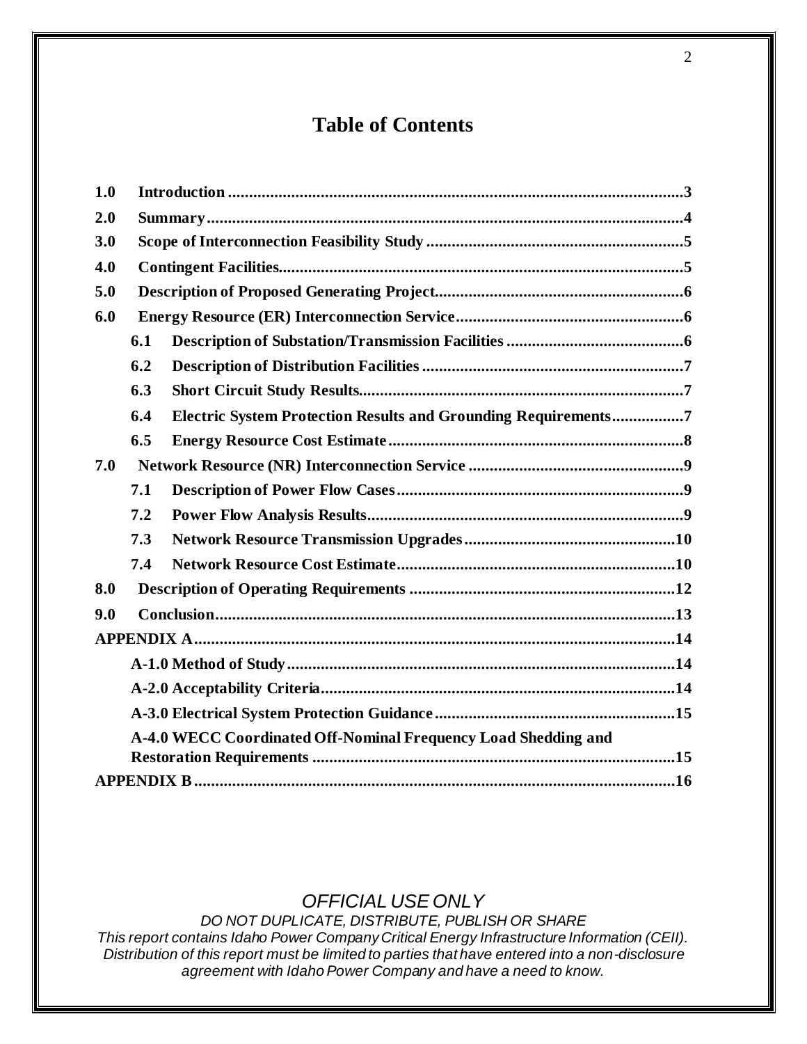# Table of Contents

| | | |
|---|---|---|
| **1.0** | **Introduction** | **3** |
| **2.0** | **Summary** | **4** |
| **3.0** | **Scope of Interconnection Feasibility Study** | **5** |
| **4.0** | **Contingent Facilities** | **5** |
| **5.0** | **Description of Proposed Generating Project** | **6** |
| **6.0** | **Energy Resource (ER) Interconnection Service** | **6** |
| **6.1** | **Description of Substation/Transmission Facilities** | **6** |
| **6.2** | **Description of Distribution Facilities** | **7** |
| **6.3** | **Short Circuit Study Results** | **7** |
| **6.4** | **Electric System Protection Results and Grounding Requirements** | **7** |
| **6.5** | **Energy Resource Cost Estimate** | **8** |
| **7.0** | **Network Resource (NR) Interconnection Service** | **9** |
| **7.1** | **Description of Power Flow Cases** | **9** |
| **7.2** | **Power Flow Analysis Results** | **9** |
| **7.3** | **Network Resource Transmission Upgrades** | **10** |
| **7.4** | **Network Resource Cost Estimate** | **10** |
| **8.0** | **Description of Operating Requirements** | **12** |
| **9.0** | **Conclusion** | **13** |
| | **APPENDIX A** | **14** |
| | **A-1.0 Method of Study** | **14** |
| | **A-2.0 Acceptability Criteria** | **14** |
| | **A-3.0 Electrical System Protection Guidance** | **15** |
| | **A-4.0 WECC Coordinated Off-Nominal Frequency Load Shedding and Restoration Requirements** | **15** |
| | **APPENDIX B** | **16** |

*OFFICIAL USE ONLY*

*DO NOT DUPLICATE, DISTRIBUTE, PUBLISH OR SHARE*

*This report contains Idaho Power Company Critical Energy Infrastructure Information (CEII). Distribution of this report must be limited to parties that have entered into a non-disclosure agreement with Idaho Power Company and have a need to know.*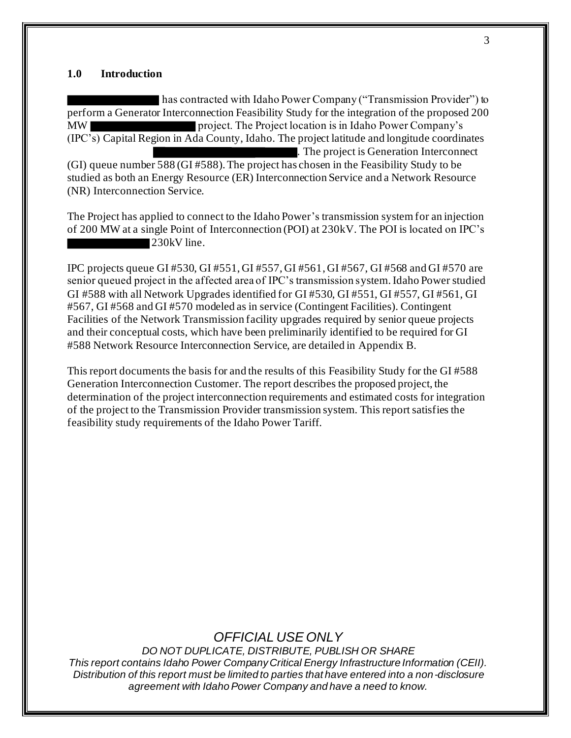## 1.0 Introduction

██████████ has contracted with Idaho Power Company ("Transmission Provider") to perform a Generator Interconnection Feasibility Study for the integration of the proposed 200 MW ████████████ project. The Project location is in Idaho Power Company's (IPC's) Capital Region in Ada County, Idaho. The project latitude and longitude coordinates ████████████████. The project is Generation Interconnect (GI) queue number 588 (GI #588). The project has chosen in the Feasibility Study to be studied as both an Energy Resource (ER) Interconnection Service and a Network Resource (NR) Interconnection Service.

The Project has applied to connect to the Idaho Power's transmission system for an injection of 200 MW at a single Point of Interconnection (POI) at 230kV. The POI is located on IPC's ██████████ 230kV line.

IPC projects queue GI #530, GI #551, GI #557, GI #561, GI #567, GI #568 and GI #570 are senior queued project in the affected area of IPC's transmission system. Idaho Power studied GI #588 with all Network Upgrades identified for GI #530, GI #551, GI #557, GI #561, GI #567, GI #568 and GI #570 modeled as in service (Contingent Facilities). Contingent Facilities of the Network Transmission facility upgrades required by senior queue projects and their conceptual costs, which have been preliminarily identified to be required for GI #588 Network Resource Interconnection Service, are detailed in Appendix B.

This report documents the basis for and the results of this Feasibility Study for the GI #588 Generation Interconnection Customer. The report describes the proposed project, the determination of the project interconnection requirements and estimated costs for integration of the project to the Transmission Provider transmission system. This report satisfies the feasibility study requirements of the Idaho Power Tariff.

*OFFICIAL USE ONLY*

*DO NOT DUPLICATE, DISTRIBUTE, PUBLISH OR SHARE*

*This report contains Idaho Power Company Critical Energy Infrastructure Information (CEII). Distribution of this report must be limited to parties that have entered into a non-disclosure agreement with Idaho Power Company and have a need to know.*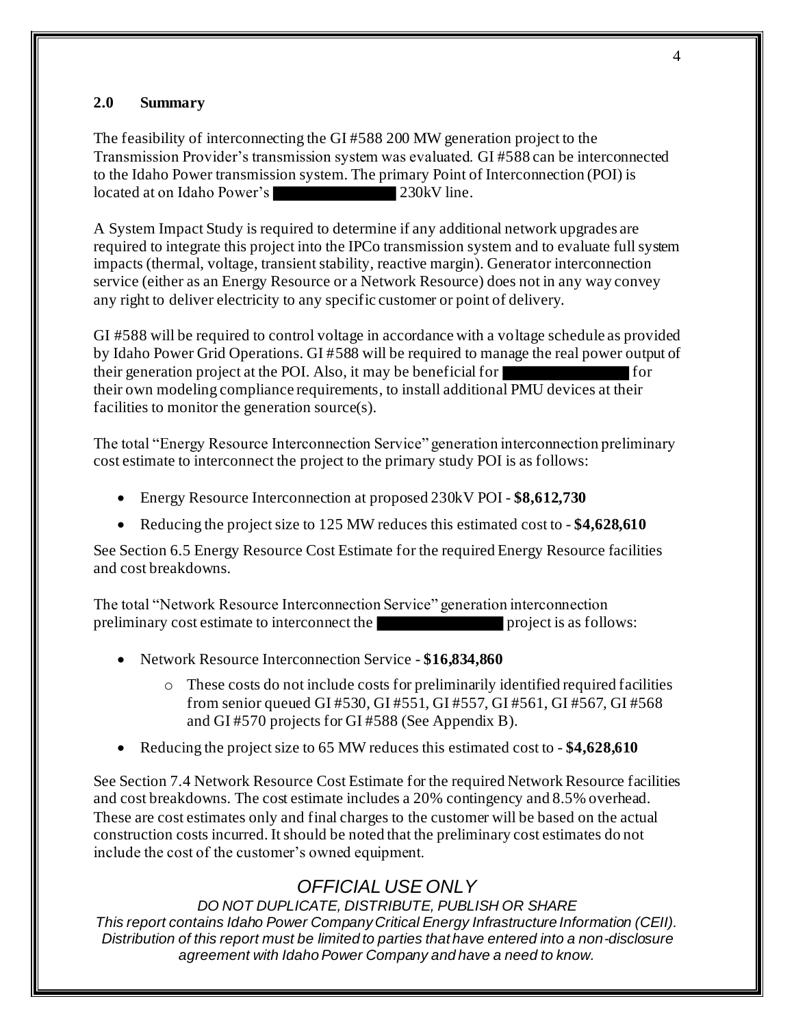## 2.0 Summary

The feasibility of interconnecting the GI #588 200 MW generation project to the Transmission Provider's transmission system was evaluated. GI #588 can be interconnected to the Idaho Power transmission system. The primary Point of Interconnection (POI) is located at on Idaho Power's ██████████ 230kV line.

A System Impact Study is required to determine if any additional network upgrades are required to integrate this project into the IPCo transmission system and to evaluate full system impacts (thermal, voltage, transient stability, reactive margin). Generator interconnection service (either as an Energy Resource or a Network Resource) does not in any way convey any right to deliver electricity to any specific customer or point of delivery.

GI #588 will be required to control voltage in accordance with a voltage schedule as provided by Idaho Power Grid Operations. GI #588 will be required to manage the real power output of their generation project at the POI. Also, it may be beneficial for ██████████ for their own modeling compliance requirements, to install additional PMU devices at their facilities to monitor the generation source(s).

The total "Energy Resource Interconnection Service" generation interconnection preliminary cost estimate to interconnect the project to the primary study POI is as follows:

- Energy Resource Interconnection at proposed 230kV POI - **$8,612,730**
- Reducing the project size to 125 MW reduces this estimated cost to - **$4,628,610**

See Section 6.5 Energy Resource Cost Estimate for the required Energy Resource facilities and cost breakdowns.

The total "Network Resource Interconnection Service" generation interconnection preliminary cost estimate to interconnect the ██████████ project is as follows:

- Network Resource Interconnection Service - **$16,834,860**
  - These costs do not include costs for preliminarily identified required facilities from senior queued GI #530, GI #551, GI #557, GI #561, GI #567, GI #568 and GI #570 projects for GI #588 (See Appendix B).
- Reducing the project size to 65 MW reduces this estimated cost to - **$4,628,610**

See Section 7.4 Network Resource Cost Estimate for the required Network Resource facilities and cost breakdowns. The cost estimate includes a 20% contingency and 8.5% overhead. These are cost estimates only and final charges to the customer will be based on the actual construction costs incurred. It should be noted that the preliminary cost estimates do not include the cost of the customer's owned equipment.

*OFFICIAL USE ONLY*

*DO NOT DUPLICATE, DISTRIBUTE, PUBLISH OR SHARE*
*This report contains Idaho Power Company Critical Energy Infrastructure Information (CEII). Distribution of this report must be limited to parties that have entered into a non-disclosure agreement with Idaho Power Company and have a need to know.*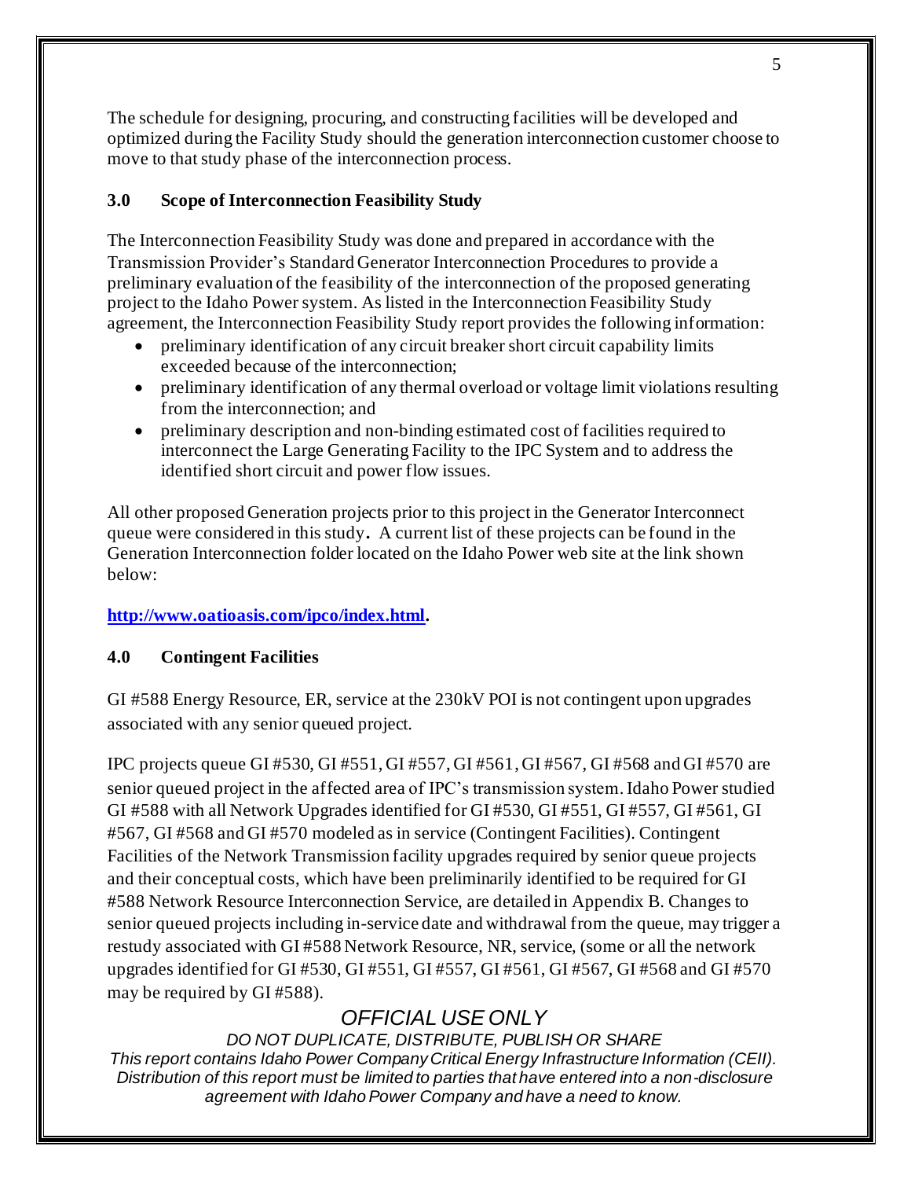The schedule for designing, procuring, and constructing facilities will be developed and optimized during the Facility Study should the generation interconnection customer choose to move to that study phase of the interconnection process.

## 3.0 Scope of Interconnection Feasibility Study

The Interconnection Feasibility Study was done and prepared in accordance with the Transmission Provider's Standard Generator Interconnection Procedures to provide a preliminary evaluation of the feasibility of the interconnection of the proposed generating project to the Idaho Power system. As listed in the Interconnection Feasibility Study agreement, the Interconnection Feasibility Study report provides the following information:

- preliminary identification of any circuit breaker short circuit capability limits exceeded because of the interconnection;
- preliminary identification of any thermal overload or voltage limit violations resulting from the interconnection; and
- preliminary description and non-binding estimated cost of facilities required to interconnect the Large Generating Facility to the IPC System and to address the identified short circuit and power flow issues.

All other proposed Generation projects prior to this project in the Generator Interconnect queue were considered in this study. A current list of these projects can be found in the Generation Interconnection folder located on the Idaho Power web site at the link shown below:

**http://www.oatioasis.com/ipco/index.html.**

## 4.0 Contingent Facilities

GI #588 Energy Resource, ER, service at the 230kV POI is not contingent upon upgrades associated with any senior queued project.

IPC projects queue GI #530, GI #551, GI #557, GI #561, GI #567, GI #568 and GI #570 are senior queued project in the affected area of IPC's transmission system. Idaho Power studied GI #588 with all Network Upgrades identified for GI #530, GI #551, GI #557, GI #561, GI #567, GI #568 and GI #570 modeled as in service (Contingent Facilities). Contingent Facilities of the Network Transmission facility upgrades required by senior queue projects and their conceptual costs, which have been preliminarily identified to be required for GI #588 Network Resource Interconnection Service, are detailed in Appendix B. Changes to senior queued projects including in-service date and withdrawal from the queue, may trigger a restudy associated with GI #588 Network Resource, NR, service, (some or all the network upgrades identified for GI #530, GI #551, GI #557, GI #561, GI #567, GI #568 and GI #570 may be required by GI #588).

*OFFICIAL USE ONLY*

*DO NOT DUPLICATE, DISTRIBUTE, PUBLISH OR SHARE*

*This report contains Idaho Power Company Critical Energy Infrastructure Information (CEII). Distribution of this report must be limited to parties that have entered into a non-disclosure agreement with Idaho Power Company and have a need to know.*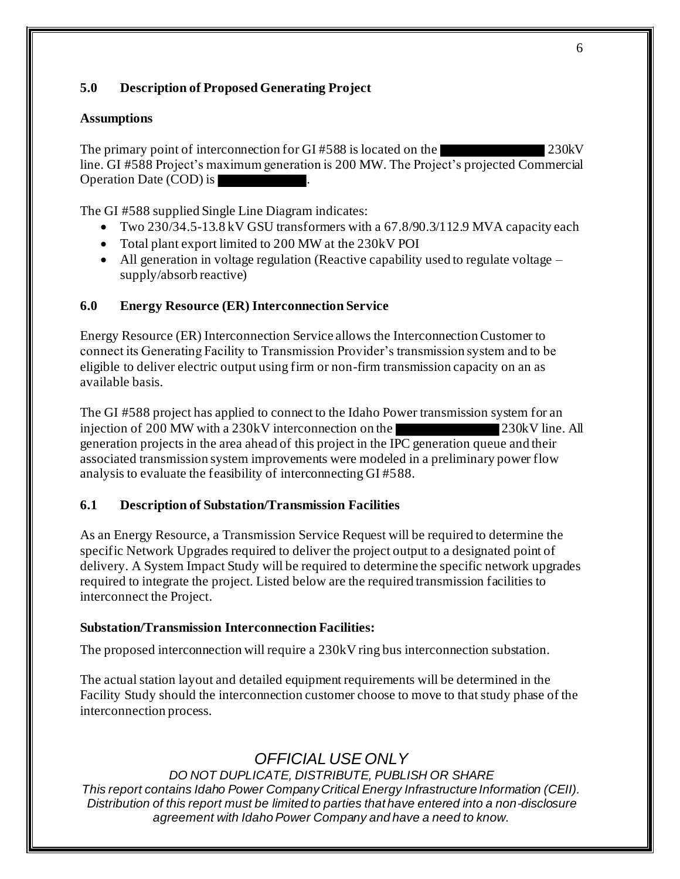## 5.0 Description of Proposed Generating Project

### Assumptions

The primary point of interconnection for GI #588 is located on the ████████ 230kV line. GI #588 Project's maximum generation is 200 MW. The Project's projected Commercial Operation Date (COD) is ████████.

The GI #588 supplied Single Line Diagram indicates:

- Two 230/34.5-13.8 kV GSU transformers with a 67.8/90.3/112.9 MVA capacity each
- Total plant export limited to 200 MW at the 230kV POI
- All generation in voltage regulation (Reactive capability used to regulate voltage – supply/absorb reactive)

## 6.0 Energy Resource (ER) Interconnection Service

Energy Resource (ER) Interconnection Service allows the Interconnection Customer to connect its Generating Facility to Transmission Provider's transmission system and to be eligible to deliver electric output using firm or non-firm transmission capacity on an as available basis.

The GI #588 project has applied to connect to the Idaho Power transmission system for an injection of 200 MW with a 230kV interconnection on the ████████ 230kV line. All generation projects in the area ahead of this project in the IPC generation queue and their associated transmission system improvements were modeled in a preliminary power flow analysis to evaluate the feasibility of interconnecting GI #588.

## 6.1 Description of Substation/Transmission Facilities

As an Energy Resource, a Transmission Service Request will be required to determine the specific Network Upgrades required to deliver the project output to a designated point of delivery. A System Impact Study will be required to determine the specific network upgrades required to integrate the project. Listed below are the required transmission facilities to interconnect the Project.

### Substation/Transmission Interconnection Facilities:

The proposed interconnection will require a 230kV ring bus interconnection substation.

The actual station layout and detailed equipment requirements will be determined in the Facility Study should the interconnection customer choose to move to that study phase of the interconnection process.

*OFFICIAL USE ONLY*

*DO NOT DUPLICATE, DISTRIBUTE, PUBLISH OR SHARE*

*This report contains Idaho Power Company Critical Energy Infrastructure Information (CEII). Distribution of this report must be limited to parties that have entered into a non-disclosure agreement with Idaho Power Company and have a need to know.*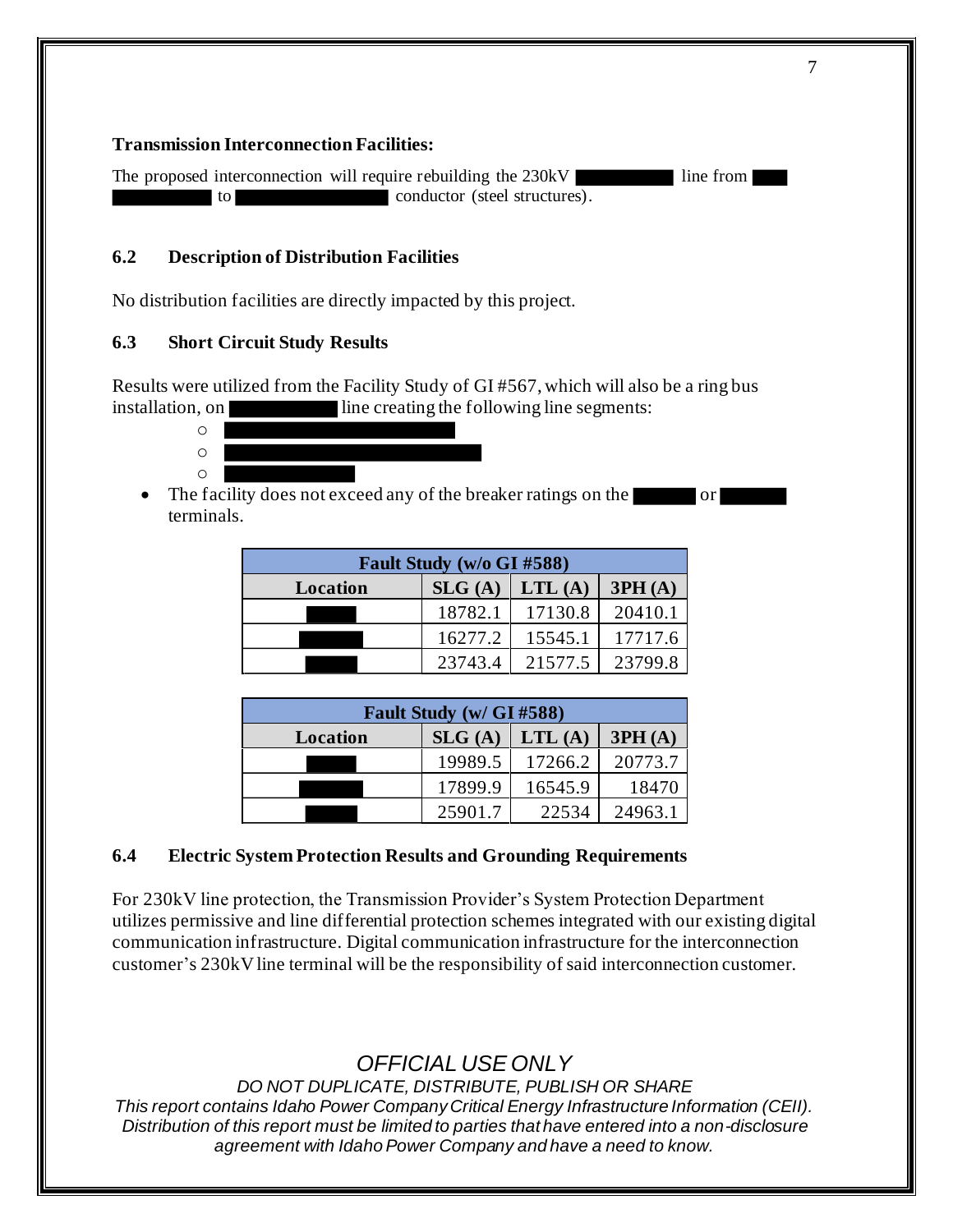**Transmission Interconnection Facilities:**

The proposed interconnection will require rebuilding the 230kV ██████ line from ██ ██████ to ██████████ conductor (steel structures).

### 6.2 Description of Distribution Facilities

No distribution facilities are directly impacted by this project.

### 6.3 Short Circuit Study Results

Results were utilized from the Facility Study of GI #567, which will also be a ring bus installation, on ██████ line creating the following line segments:

- ████████████████
- ██████████████████
- █████████

- The facility does not exceed any of the breaker ratings on the ████ or ████ terminals.

| Fault Study (w/o GI #588) | | | |
|---|---|---|---|
| Location | SLG (A) | LTL (A) | 3PH (A) |
| ███ | 18782.1 | 17130.8 | 20410.1 |
| ████ | 16277.2 | 15545.1 | 17717.6 |
| ███ | 23743.4 | 21577.5 | 23799.8 |

| Fault Study (w/ GI #588) | | | |
|---|---|---|---|
| Location | SLG (A) | LTL (A) | 3PH (A) |
| ███ | 19989.5 | 17266.2 | 20773.7 |
| ████ | 17899.9 | 16545.9 | 18470 |
| ███ | 25901.7 | 22534 | 24963.1 |

### 6.4 Electric System Protection Results and Grounding Requirements

For 230kV line protection, the Transmission Provider's System Protection Department utilizes permissive and line differential protection schemes integrated with our existing digital communication infrastructure. Digital communication infrastructure for the interconnection customer's 230kV line terminal will be the responsibility of said interconnection customer.

*OFFICIAL USE ONLY*

*DO NOT DUPLICATE, DISTRIBUTE, PUBLISH OR SHARE*

*This report contains Idaho Power Company Critical Energy Infrastructure Information (CEII). Distribution of this report must be limited to parties that have entered into a non-disclosure agreement with Idaho Power Company and have a need to know.*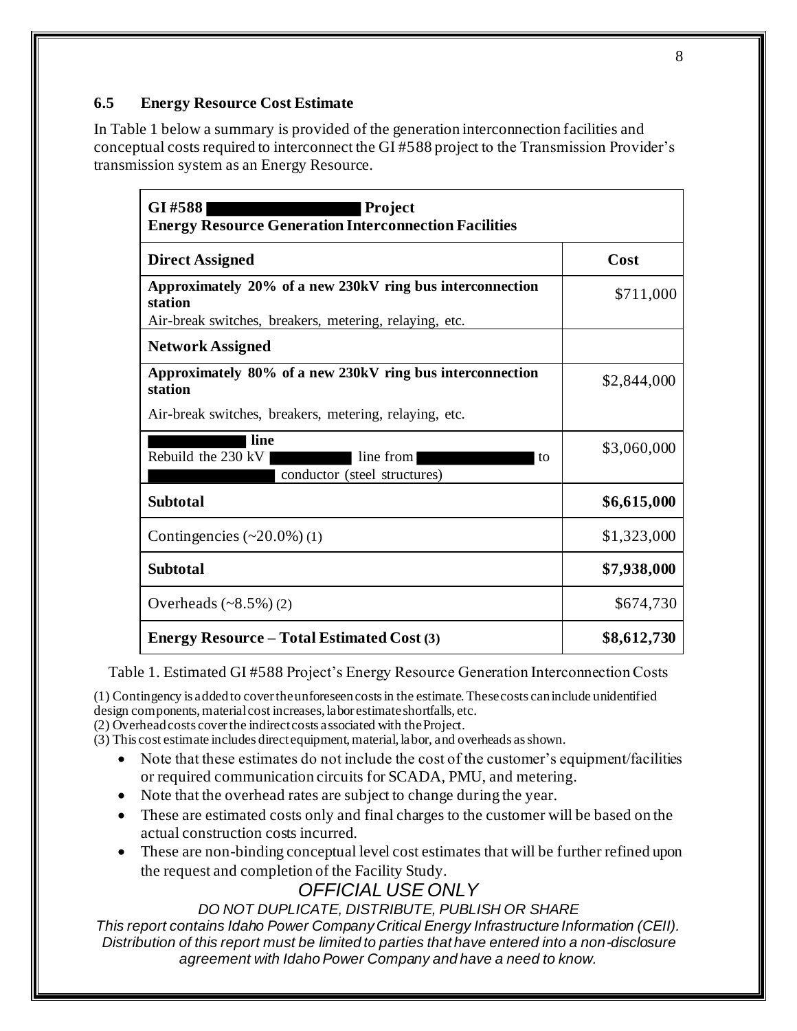### 6.5 Energy Resource Cost Estimate

In Table 1 below a summary is provided of the generation interconnection facilities and conceptual costs required to interconnect the GI #588 project to the Transmission Provider's transmission system as an Energy Resource.

| **GI #588 [REDACTED] Project<br>Energy Resource Generation Interconnection Facilities** | |
|---|---|
| **Direct Assigned** | **Cost** |
| **Approximately 20% of a new 230kV ring bus interconnection station**<br>Air-break switches, breakers, metering, relaying, etc. | \$711,000 |
| **Network Assigned** | |
| **Approximately 80% of a new 230kV ring bus interconnection station**<br>Air-break switches, breakers, metering, relaying, etc. | \$2,844,000 |
| **[REDACTED] line**<br>Rebuild the 230 kV [REDACTED] line from [REDACTED] to [REDACTED] conductor (steel structures) | \$3,060,000 |
| **Subtotal** | **\$6,615,000** |
| Contingencies (~20.0%) (1) | \$1,323,000 |
| **Subtotal** | **\$7,938,000** |
| Overheads (~8.5%) (2) | \$674,730 |
| **Energy Resource – Total Estimated Cost (3)** | **\$8,612,730** |

Table 1. Estimated GI #588 Project's Energy Resource Generation Interconnection Costs

(1) Contingency is added to cover the unforeseen costs in the estimate. These costs can include unidentified design components, material cost increases, labor estimate shortfalls, etc.
(2) Overhead costs cover the indirect costs associated with the Project.
(3) This cost estimate includes direct equipment, material, labor, and overheads as shown.

- Note that these estimates do not include the cost of the customer's equipment/facilities or required communication circuits for SCADA, PMU, and metering.
- Note that the overhead rates are subject to change during the year.
- These are estimated costs only and final charges to the customer will be based on the actual construction costs incurred.
- These are non-binding conceptual level cost estimates that will be further refined upon the request and completion of the Facility Study.

*OFFICIAL USE ONLY*

*DO NOT DUPLICATE, DISTRIBUTE, PUBLISH OR SHARE*

*This report contains Idaho Power Company Critical Energy Infrastructure Information (CEII). Distribution of this report must be limited to parties that have entered into a non-disclosure agreement with Idaho Power Company and have a need to know.*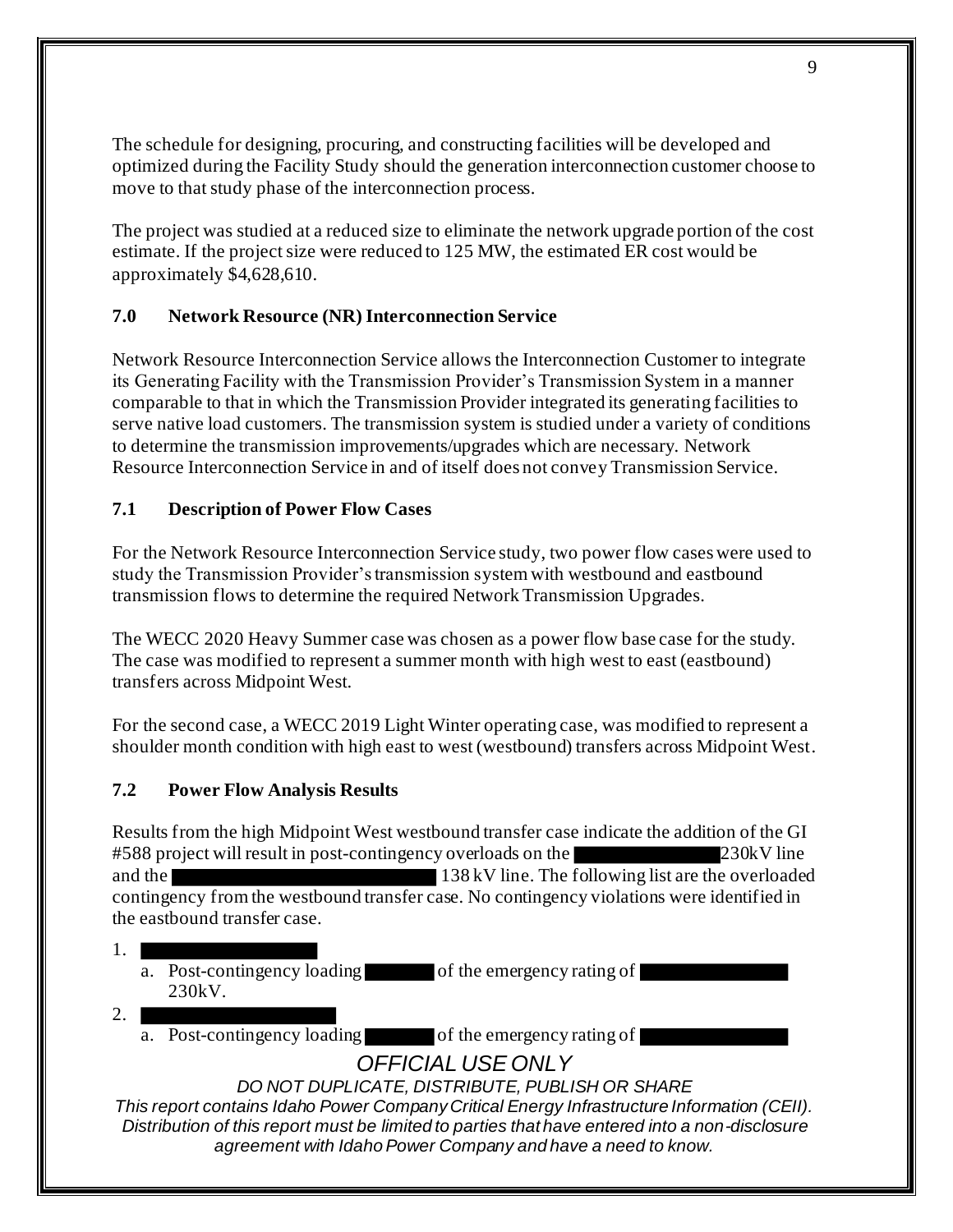The schedule for designing, procuring, and constructing facilities will be developed and optimized during the Facility Study should the generation interconnection customer choose to move to that study phase of the interconnection process.

The project was studied at a reduced size to eliminate the network upgrade portion of the cost estimate. If the project size were reduced to 125 MW, the estimated ER cost would be approximately $4,628,610.

### 7.0 Network Resource (NR) Interconnection Service

Network Resource Interconnection Service allows the Interconnection Customer to integrate its Generating Facility with the Transmission Provider's Transmission System in a manner comparable to that in which the Transmission Provider integrated its generating facilities to serve native load customers. The transmission system is studied under a variety of conditions to determine the transmission improvements/upgrades which are necessary. Network Resource Interconnection Service in and of itself does not convey Transmission Service.

### 7.1 Description of Power Flow Cases

For the Network Resource Interconnection Service study, two power flow cases were used to study the Transmission Provider's transmission system with westbound and eastbound transmission flows to determine the required Network Transmission Upgrades.

The WECC 2020 Heavy Summer case was chosen as a power flow base case for the study. The case was modified to represent a summer month with high west to east (eastbound) transfers across Midpoint West.

For the second case, a WECC 2019 Light Winter operating case, was modified to represent a shoulder month condition with high east to west (westbound) transfers across Midpoint West.

### 7.2 Power Flow Analysis Results

Results from the high Midpoint West westbound transfer case indicate the addition of the GI #588 project will result in post-contingency overloads on the [REDACTED] 230kV line and the [REDACTED] 138 kV line. The following list are the overloaded contingency from the westbound transfer case. No contingency violations were identified in the eastbound transfer case.

1. [REDACTED]
   a. Post-contingency loading [REDACTED] of the emergency rating of [REDACTED] 230kV.
2. [REDACTED]
   a. Post-contingency loading [REDACTED] of the emergency rating of [REDACTED]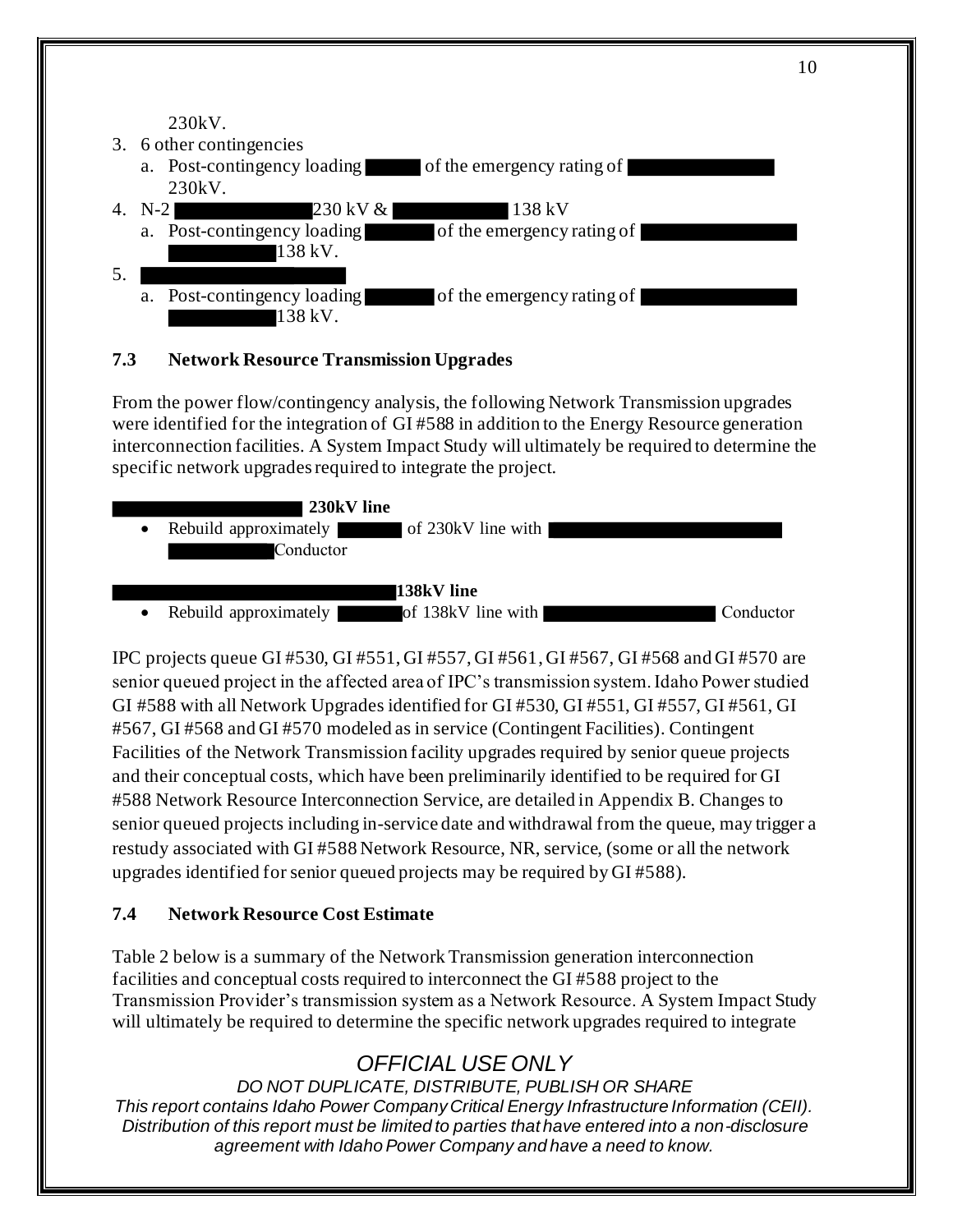230kV.

3. 6 other contingencies
   a. Post-contingency loading of the emergency rating of 230kV.
4. N-2 230 kV & 138 kV
   a. Post-contingency loading of the emergency rating of 138 kV.
5. 
   a. Post-contingency loading of the emergency rating of 138 kV.

### 7.3 Network Resource Transmission Upgrades

From the power flow/contingency analysis, the following Network Transmission upgrades were identified for the integration of GI #588 in addition to the Energy Resource generation interconnection facilities. A System Impact Study will ultimately be required to determine the specific network upgrades required to integrate the project.

**230kV line**

- Rebuild approximately of 230kV line with Conductor

**138kV line**

- Rebuild approximately of 138kV line with Conductor

IPC projects queue GI #530, GI #551, GI #557, GI #561, GI #567, GI #568 and GI #570 are senior queued project in the affected area of IPC's transmission system. Idaho Power studied GI #588 with all Network Upgrades identified for GI #530, GI #551, GI #557, GI #561, GI #567, GI #568 and GI #570 modeled as in service (Contingent Facilities). Contingent Facilities of the Network Transmission facility upgrades required by senior queue projects and their conceptual costs, which have been preliminarily identified to be required for GI #588 Network Resource Interconnection Service, are detailed in Appendix B. Changes to senior queued projects including in-service date and withdrawal from the queue, may trigger a restudy associated with GI #588 Network Resource, NR, service, (some or all the network upgrades identified for senior queued projects may be required by GI #588).

### 7.4 Network Resource Cost Estimate

Table 2 below is a summary of the Network Transmission generation interconnection facilities and conceptual costs required to interconnect the GI #588 project to the Transmission Provider's transmission system as a Network Resource. A System Impact Study will ultimately be required to determine the specific network upgrades required to integrate

*OFFICIAL USE ONLY*

*DO NOT DUPLICATE, DISTRIBUTE, PUBLISH OR SHARE*

*This report contains Idaho Power Company Critical Energy Infrastructure Information (CEII). Distribution of this report must be limited to parties that have entered into a non-disclosure agreement with Idaho Power Company and have a need to know.*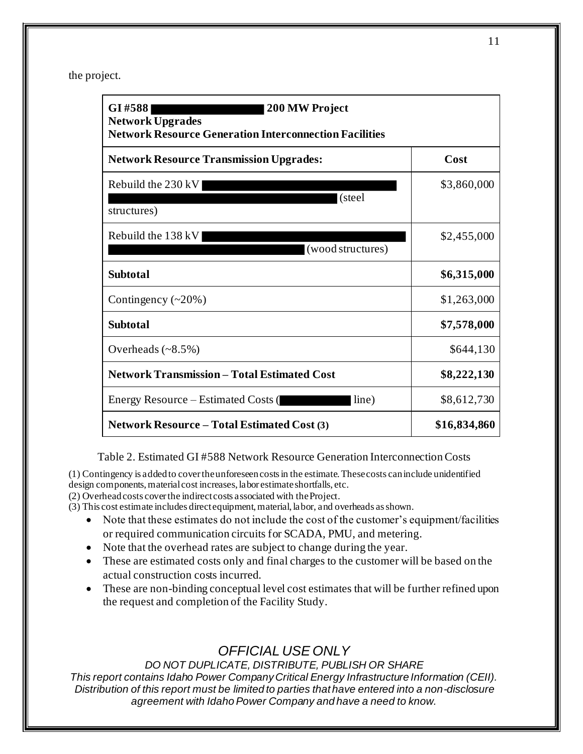the project.

| GI #588 ██████████ 200 MW Project<br>Network Upgrades<br>Network Resource Generation Interconnection Facilities | |
|---|---|
| **Network Resource Transmission Upgrades:** | **Cost** |
| Rebuild the 230 kV ██████████ (steel structures) | $3,860,000 |
| Rebuild the 138 kV ██████████ (wood structures) | $2,455,000 |
| **Subtotal** | **$6,315,000** |
| Contingency (~20%) | $1,263,000 |
| **Subtotal** | **$7,578,000** |
| Overheads (~8.5%) | $644,130 |
| **Network Transmission – Total Estimated Cost** | **$8,222,130** |
| Energy Resource – Estimated Costs (██████ line) | $8,612,730 |
| **Network Resource – Total Estimated Cost (3)** | **$16,834,860** |

Table 2. Estimated GI #588 Network Resource Generation Interconnection Costs

(1) Contingency is added to cover the unforeseen costs in the estimate. These costs can include unidentified design components, material cost increases, labor estimate shortfalls, etc.
(2) Overhead costs cover the indirect costs associated with the Project.
(3) This cost estimate includes direct equipment, material, labor, and overheads as shown.

- Note that these estimates do not include the cost of the customer's equipment/facilities or required communication circuits for SCADA, PMU, and metering.
- Note that the overhead rates are subject to change during the year.
- These are estimated costs only and final charges to the customer will be based on the actual construction costs incurred.
- These are non-binding conceptual level cost estimates that will be further refined upon the request and completion of the Facility Study.

*OFFICIAL USE ONLY*

*DO NOT DUPLICATE, DISTRIBUTE, PUBLISH OR SHARE*

*This report contains Idaho Power Company Critical Energy Infrastructure Information (CEII). Distribution of this report must be limited to parties that have entered into a non-disclosure agreement with Idaho Power Company and have a need to know.*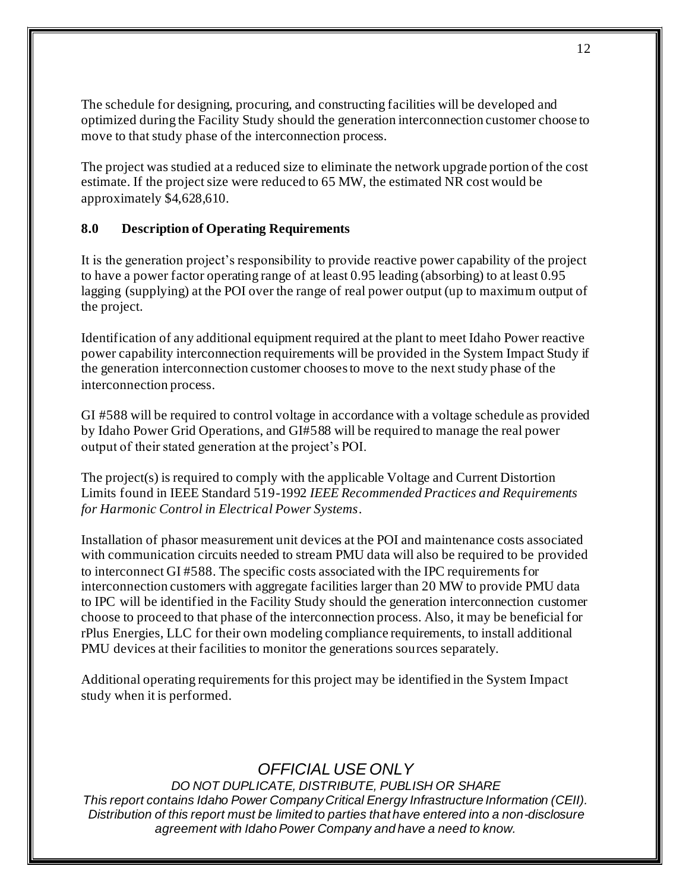The schedule for designing, procuring, and constructing facilities will be developed and optimized during the Facility Study should the generation interconnection customer choose to move to that study phase of the interconnection process.

The project was studied at a reduced size to eliminate the network upgrade portion of the cost estimate. If the project size were reduced to 65 MW, the estimated NR cost would be approximately $4,628,610.

## 8.0 Description of Operating Requirements

It is the generation project's responsibility to provide reactive power capability of the project to have a power factor operating range of at least 0.95 leading (absorbing) to at least 0.95 lagging (supplying) at the POI over the range of real power output (up to maximum output of the project.

Identification of any additional equipment required at the plant to meet Idaho Power reactive power capability interconnection requirements will be provided in the System Impact Study if the generation interconnection customer chooses to move to the next study phase of the interconnection process.

GI #588 will be required to control voltage in accordance with a voltage schedule as provided by Idaho Power Grid Operations, and GI#588 will be required to manage the real power output of their stated generation at the project's POI.

The project(s) is required to comply with the applicable Voltage and Current Distortion Limits found in IEEE Standard 519-1992 *IEEE Recommended Practices and Requirements for Harmonic Control in Electrical Power Systems*.

Installation of phasor measurement unit devices at the POI and maintenance costs associated with communication circuits needed to stream PMU data will also be required to be provided to interconnect GI #588. The specific costs associated with the IPC requirements for interconnection customers with aggregate facilities larger than 20 MW to provide PMU data to IPC will be identified in the Facility Study should the generation interconnection customer choose to proceed to that phase of the interconnection process. Also, it may be beneficial for rPlus Energies, LLC for their own modeling compliance requirements, to install additional PMU devices at their facilities to monitor the generations sources separately.

Additional operating requirements for this project may be identified in the System Impact study when it is performed.

*OFFICIAL USE ONLY*

*DO NOT DUPLICATE, DISTRIBUTE, PUBLISH OR SHARE*

*This report contains Idaho Power Company Critical Energy Infrastructure Information (CEII). Distribution of this report must be limited to parties that have entered into a non-disclosure agreement with Idaho Power Company and have a need to know.*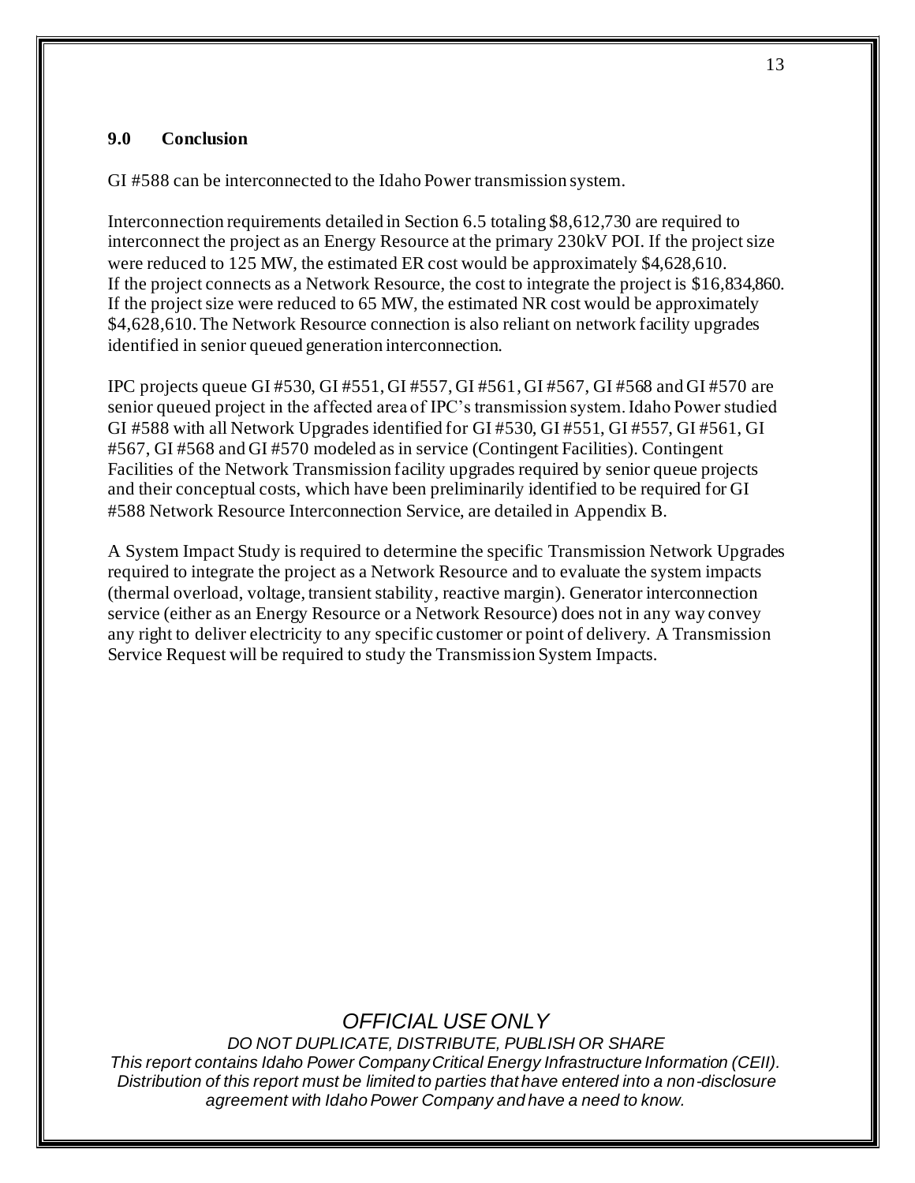## 9.0 Conclusion

GI #588 can be interconnected to the Idaho Power transmission system.

Interconnection requirements detailed in Section 6.5 totaling $8,612,730 are required to interconnect the project as an Energy Resource at the primary 230kV POI. If the project size were reduced to 125 MW, the estimated ER cost would be approximately $4,628,610. If the project connects as a Network Resource, the cost to integrate the project is $16,834,860. If the project size were reduced to 65 MW, the estimated NR cost would be approximately $4,628,610. The Network Resource connection is also reliant on network facility upgrades identified in senior queued generation interconnection.

IPC projects queue GI #530, GI #551, GI #557, GI #561, GI #567, GI #568 and GI #570 are senior queued project in the affected area of IPC's transmission system. Idaho Power studied GI #588 with all Network Upgrades identified for GI #530, GI #551, GI #557, GI #561, GI #567, GI #568 and GI #570 modeled as in service (Contingent Facilities). Contingent Facilities of the Network Transmission facility upgrades required by senior queue projects and their conceptual costs, which have been preliminarily identified to be required for GI #588 Network Resource Interconnection Service, are detailed in Appendix B.

A System Impact Study is required to determine the specific Transmission Network Upgrades required to integrate the project as a Network Resource and to evaluate the system impacts (thermal overload, voltage, transient stability, reactive margin). Generator interconnection service (either as an Energy Resource or a Network Resource) does not in any way convey any right to deliver electricity to any specific customer or point of delivery. A Transmission Service Request will be required to study the Transmission System Impacts.

*OFFICIAL USE ONLY*

*DO NOT DUPLICATE, DISTRIBUTE, PUBLISH OR SHARE*

*This report contains Idaho Power Company Critical Energy Infrastructure Information (CEII). Distribution of this report must be limited to parties that have entered into a non-disclosure agreement with Idaho Power Company and have a need to know.*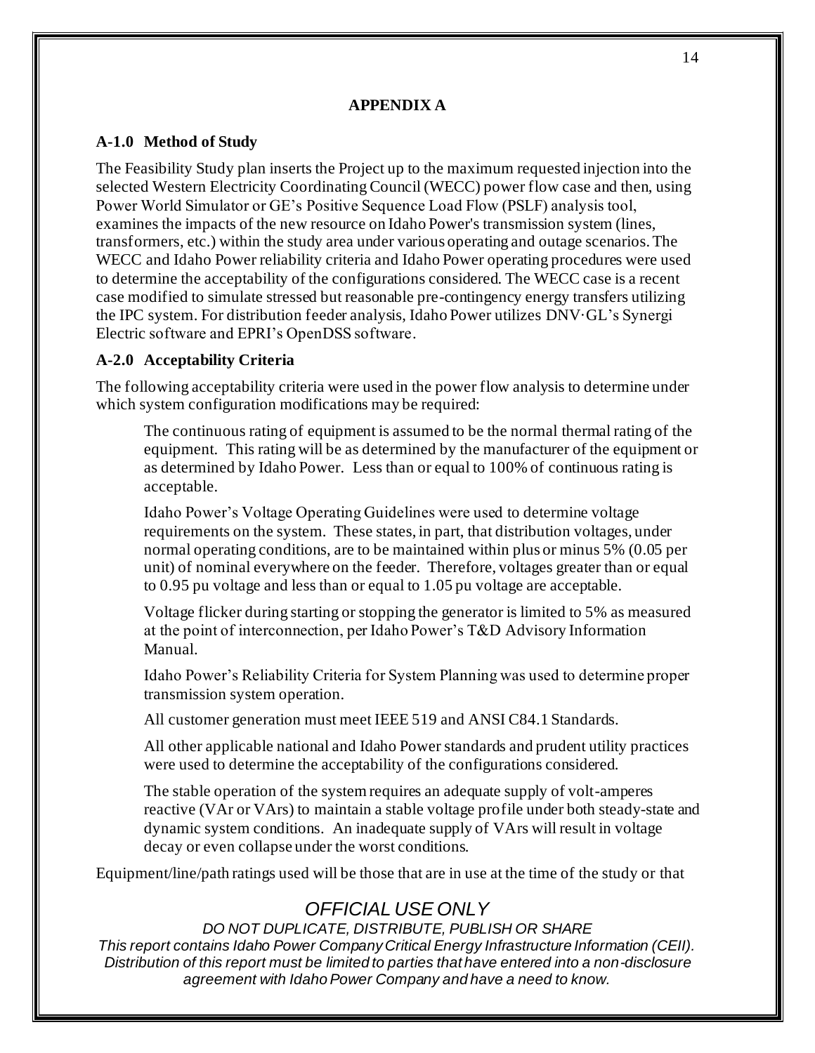## APPENDIX A

### A-1.0 Method of Study

The Feasibility Study plan inserts the Project up to the maximum requested injection into the selected Western Electricity Coordinating Council (WECC) power flow case and then, using Power World Simulator or GE's Positive Sequence Load Flow (PSLF) analysis tool, examines the impacts of the new resource on Idaho Power's transmission system (lines, transformers, etc.) within the study area under various operating and outage scenarios. The WECC and Idaho Power reliability criteria and Idaho Power operating procedures were used to determine the acceptability of the configurations considered. The WECC case is a recent case modified to simulate stressed but reasonable pre-contingency energy transfers utilizing the IPC system. For distribution feeder analysis, Idaho Power utilizes DNV·GL's Synergi Electric software and EPRI's OpenDSS software.

### A-2.0 Acceptability Criteria

The following acceptability criteria were used in the power flow analysis to determine under which system configuration modifications may be required:

> The continuous rating of equipment is assumed to be the normal thermal rating of the equipment. This rating will be as determined by the manufacturer of the equipment or as determined by Idaho Power. Less than or equal to 100% of continuous rating is acceptable.
>
> Idaho Power's Voltage Operating Guidelines were used to determine voltage requirements on the system. These states, in part, that distribution voltages, under normal operating conditions, are to be maintained within plus or minus 5% (0.05 per unit) of nominal everywhere on the feeder. Therefore, voltages greater than or equal to 0.95 pu voltage and less than or equal to 1.05 pu voltage are acceptable.
>
> Voltage flicker during starting or stopping the generator is limited to 5% as measured at the point of interconnection, per Idaho Power's T&D Advisory Information Manual.
>
> Idaho Power's Reliability Criteria for System Planning was used to determine proper transmission system operation.
>
> All customer generation must meet IEEE 519 and ANSI C84.1 Standards.
>
> All other applicable national and Idaho Power standards and prudent utility practices were used to determine the acceptability of the configurations considered.
>
> The stable operation of the system requires an adequate supply of volt-amperes reactive (VAr or VArs) to maintain a stable voltage profile under both steady-state and dynamic system conditions. An inadequate supply of VArs will result in voltage decay or even collapse under the worst conditions.

Equipment/line/path ratings used will be those that are in use at the time of the study or that

*OFFICIAL USE ONLY*

*DO NOT DUPLICATE, DISTRIBUTE, PUBLISH OR SHARE*

*This report contains Idaho Power Company Critical Energy Infrastructure Information (CEII). Distribution of this report must be limited to parties that have entered into a non-disclosure agreement with Idaho Power Company and have a need to know.*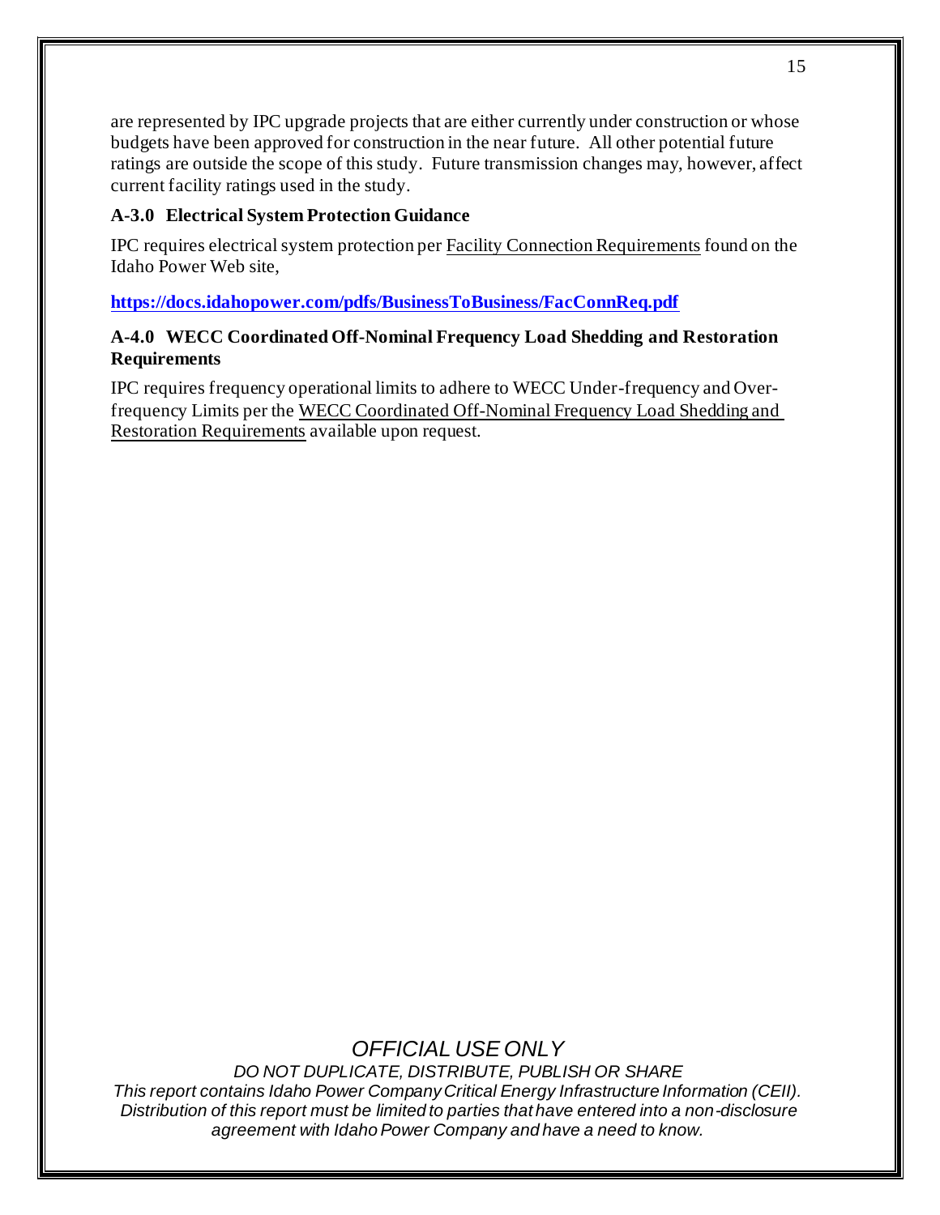are represented by IPC upgrade projects that are either currently under construction or whose budgets have been approved for construction in the near future. All other potential future ratings are outside the scope of this study. Future transmission changes may, however, affect current facility ratings used in the study.

### A-3.0 Electrical System Protection Guidance

IPC requires electrical system protection per Facility Connection Requirements found on the Idaho Power Web site,

**https://docs.idahopower.com/pdfs/BusinessToBusiness/FacConnReq.pdf**

### A-4.0 WECC Coordinated Off-Nominal Frequency Load Shedding and Restoration Requirements

IPC requires frequency operational limits to adhere to WECC Under-frequency and Over-frequency Limits per the WECC Coordinated Off-Nominal Frequency Load Shedding and Restoration Requirements available upon request.

*OFFICIAL USE ONLY*

*DO NOT DUPLICATE, DISTRIBUTE, PUBLISH OR SHARE*

*This report contains Idaho Power Company Critical Energy Infrastructure Information (CEII). Distribution of this report must be limited to parties that have entered into a non-disclosure agreement with Idaho Power Company and have a need to know.*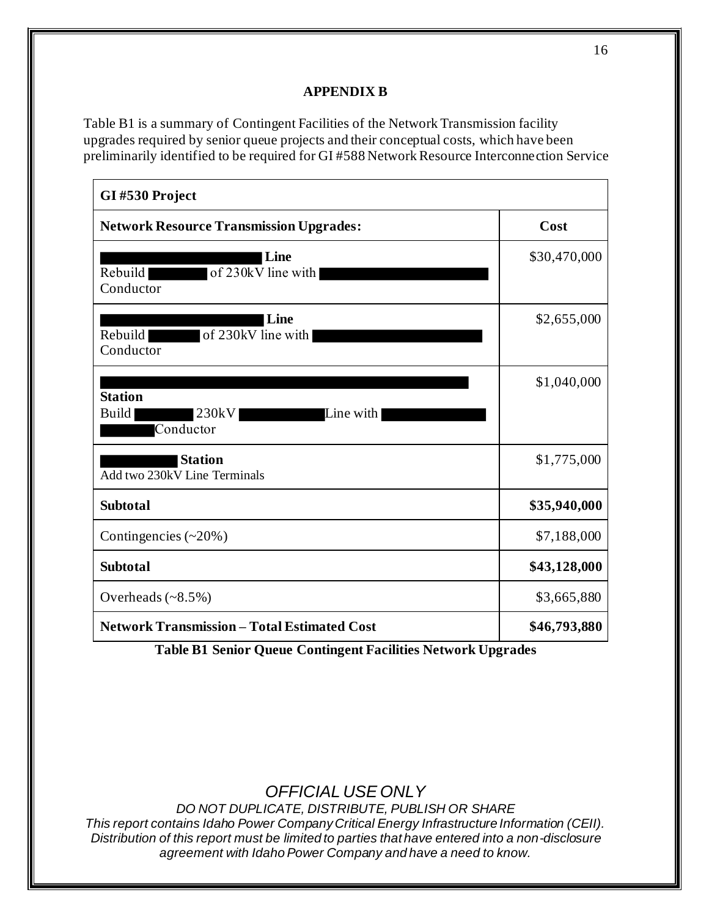**APPENDIX B**

Table B1 is a summary of Contingent Facilities of the Network Transmission facility upgrades required by senior queue projects and their conceptual costs, which have been preliminarily identified to be required for GI #588 Network Resource Interconnection Service

| GI #530 Project | |
|---|---|
| **Network Resource Transmission Upgrades:** | **Cost** |
| **█████ Line**<br>Rebuild ███ of 230kV line with █████ Conductor | $30,470,000 |
| **█████ Line**<br>Rebuild ███ of 230kV line with █████ Conductor | $2,655,000 |
| █████<br>**Station**<br>Build ███ 230kV █████ Line with █████ Conductor | $1,040,000 |
| **█████ Station**<br>Add two 230kV Line Terminals | $1,775,000 |
| **Subtotal** | **$35,940,000** |
| Contingencies (~20%) | $7,188,000 |
| **Subtotal** | **$43,128,000** |
| Overheads (~8.5%) | $3,665,880 |
| **Network Transmission – Total Estimated Cost** | **$46,793,880** |

**Table B1 Senior Queue Contingent Facilities Network Upgrades**

*OFFICIAL USE ONLY*

*DO NOT DUPLICATE, DISTRIBUTE, PUBLISH OR SHARE*

*This report contains Idaho Power Company Critical Energy Infrastructure Information (CEII). Distribution of this report must be limited to parties that have entered into a non-disclosure agreement with Idaho Power Company and have a need to know.*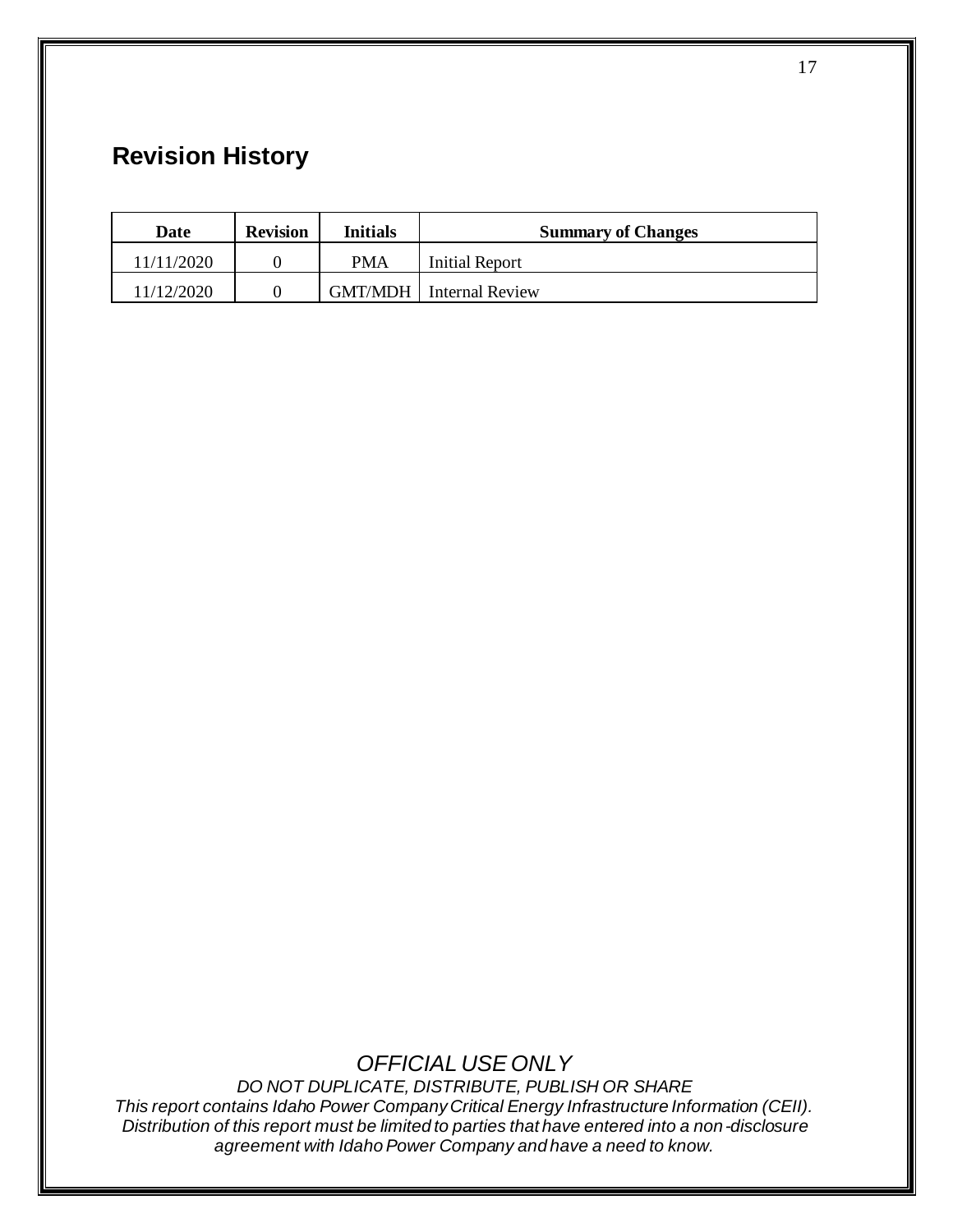## Revision History

| Date | Revision | Initials | Summary of Changes |
|---|---|---|---|
| 11/11/2020 | 0 | PMA | Initial Report |
| 11/12/2020 | 0 | GMT/MDH | Internal Review |

*OFFICIAL USE ONLY*

*DO NOT DUPLICATE, DISTRIBUTE, PUBLISH OR SHARE*

*This report contains Idaho Power Company Critical Energy Infrastructure Information (CEII). Distribution of this report must be limited to parties that have entered into a non-disclosure agreement with Idaho Power Company and have a need to know.*